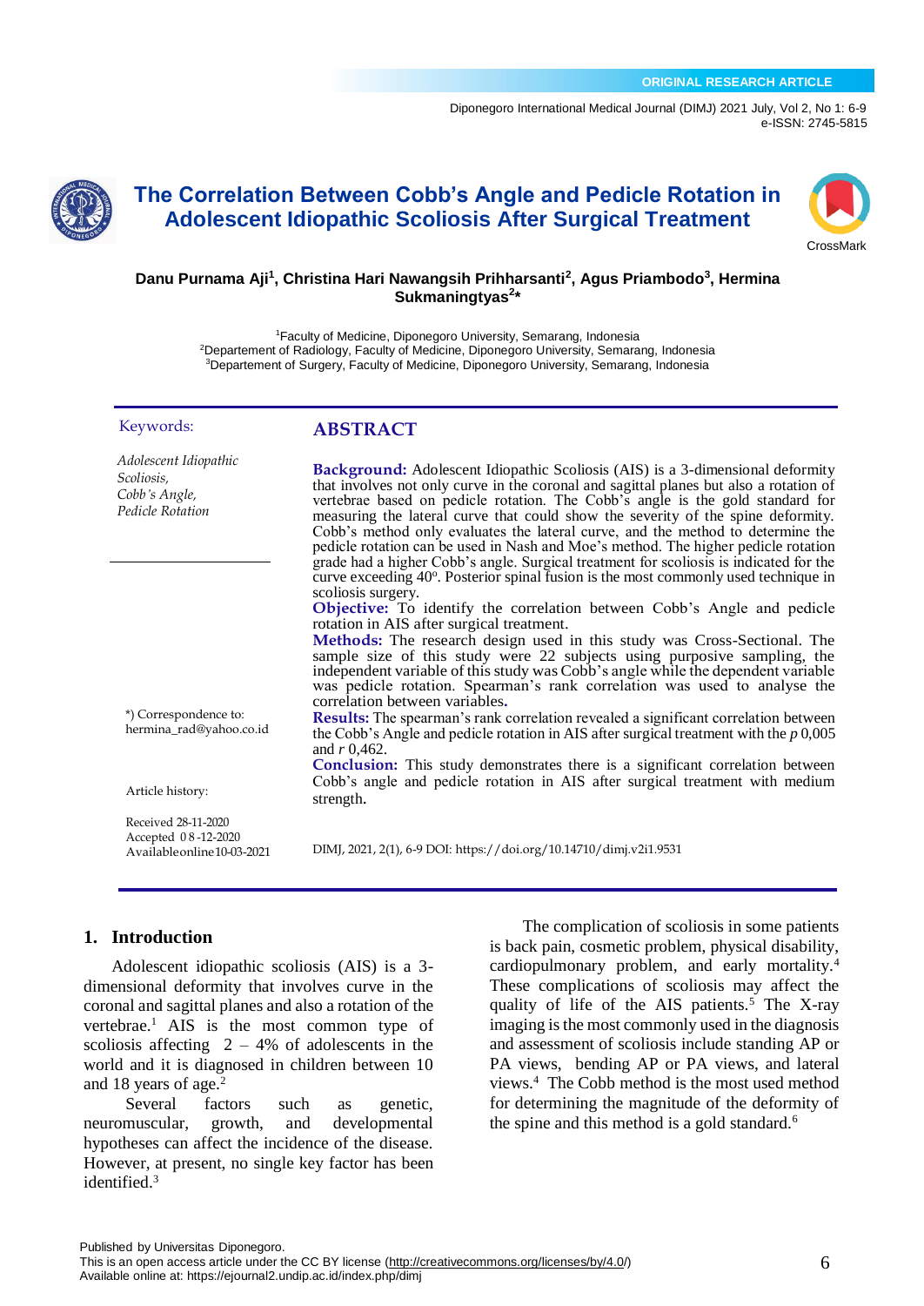ORIGINAL RESEARCH ARTICLE

# The Correlation Between Cobb's Angle and Pedicle Rotation in Adolescent Idiopathic Scoliosis After Surgical Treatment

**Danu Purnama Aji[1], Christina Hari Nawangsih Prihharsanti[2], Agus Priambodo[3], Hermina Sukmaningtyas[2]\***

[1]Faculty of Medicine, Diponegoro University, Semarang, Indonesia
[2]Departement of Radiology, Faculty of Medicine, Diponegoro University, Semarang, Indonesia
[3]Departement of Surgery, Faculty of Medicine, Diponegoro University, Semarang, Indonesia

Keywords:

*Adolescent Idiopathic Scoliosis, Cobb's Angle, Pedicle Rotation*

*) Correspondence to: hermina_rad@yahoo.co.id

Article history:

Received 28-11-2020
Accepted 08-12-2020
Availableonline10-03-2021

## ABSTRACT

**Background:** Adolescent Idiopathic Scoliosis (AIS) is a 3-dimensional deformity that involves not only curve in the coronal and sagittal planes but also a rotation of vertebrae based on pedicle rotation. The Cobb's angle is the gold standard for measuring the lateral curve that could show the severity of the spine deformity. Cobb's method only evaluates the lateral curve, and the method to determine the pedicle rotation can be used in Nash and Moe's method. The higher pedicle rotation grade had a higher Cobb's angle. Surgical treatment for scoliosis is indicated for the curve exceeding 40°. Posterior spinal fusion is the most commonly used technique in scoliosis surgery.

**Objective:** To identify the correlation between Cobb's Angle and pedicle rotation in AIS after surgical treatment.

**Methods:** The research design used in this study was Cross-Sectional. The sample size of this study were 22 subjects using purposive sampling, the independent variable of this study was Cobb's angle while the dependent variable was pedicle rotation. Spearman's rank correlation was used to analyse the correlation between variables.

**Results:** The spearman's rank correlation revealed a significant correlation between the Cobb's Angle and pedicle rotation in AIS after surgical treatment with the $p$ 0,005 and $r$ 0,462.

**Conclusion:** This study demonstrates there is a significant correlation between Cobb's angle and pedicle rotation in AIS after surgical treatment with medium strength.

DIMJ, 2021, 2(1), 6-9 DOI: https://doi.org/10.14710/dimj.v2i1.9531

## 1. Introduction

Adolescent idiopathic scoliosis (AIS) is a 3-dimensional deformity that involves curve in the coronal and sagittal planes and also a rotation of the vertebrae.[1] AIS is the most common type of scoliosis affecting 2 – 4% of adolescents in the world and it is diagnosed in children between 10 and 18 years of age.[2]

Several factors such as genetic, neuromuscular, growth, and developmental hypotheses can affect the incidence of the disease. However, at present, no single key factor has been identified.[3]

The complication of scoliosis in some patients is back pain, cosmetic problem, physical disability, cardiopulmonary problem, and early mortality.[4] These complications of scoliosis may affect the quality of life of the AIS patients.[5] The X-ray imaging is the most commonly used in the diagnosis and assessment of scoliosis include standing AP or PA views, bending AP or PA views, and lateral views.[4] The Cobb method is the most used method for determining the magnitude of the deformity of the spine and this method is a gold standard.[6]

Published by Universitas Diponegoro.
This is an open access article under the CC BY license (http://creativecommons.org/licenses/by/4.0/)
Available online at: https://ejournal2.undip.ac.id/index.php/dimj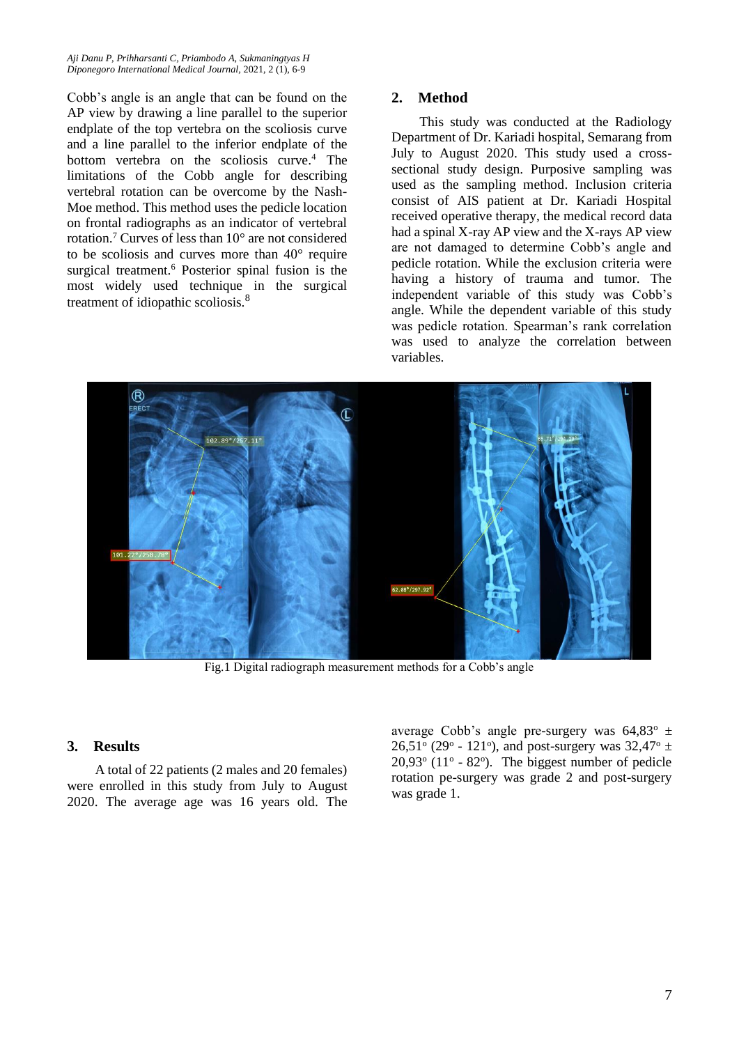Cobb's angle is an angle that can be found on the AP view by drawing a line parallel to the superior endplate of the top vertebra on the scoliosis curve and a line parallel to the inferior endplate of the bottom vertebra on the scoliosis curve.[4] The limitations of the Cobb angle for describing vertebral rotation can be overcome by the Nash-Moe method. This method uses the pedicle location on frontal radiographs as an indicator of vertebral rotation.[7] Curves of less than 10° are not considered to be scoliosis and curves more than 40° require surgical treatment.[6] Posterior spinal fusion is the most widely used technique in the surgical treatment of idiopathic scoliosis.[8]

## 2. Method

This study was conducted at the Radiology Department of Dr. Kariadi hospital, Semarang from July to August 2020. This study used a cross-sectional study design. Purposive sampling was used as the sampling method. Inclusion criteria consist of AIS patient at Dr. Kariadi Hospital received operative therapy, the medical record data had a spinal X-ray AP view and the X-rays AP view are not damaged to determine Cobb's angle and pedicle rotation. While the exclusion criteria were having a history of trauma and tumor. The independent variable of this study was Cobb's angle. While the dependent variable of this study was pedicle rotation. Spearman's rank correlation was used to analyze the correlation between variables.

Fig.1 Digital radiograph measurement methods for a Cobb's angle

## 3. Results

A total of 22 patients (2 males and 20 females) were enrolled in this study from July to August 2020. The average age was 16 years old. The average Cobb's angle pre-surgery was 64,83° ± 26,51° (29° - 121°), and post-surgery was 32,47° ± 20,93° (11° - 82°). The biggest number of pedicle rotation pe-surgery was grade 2 and post-surgery was grade 1.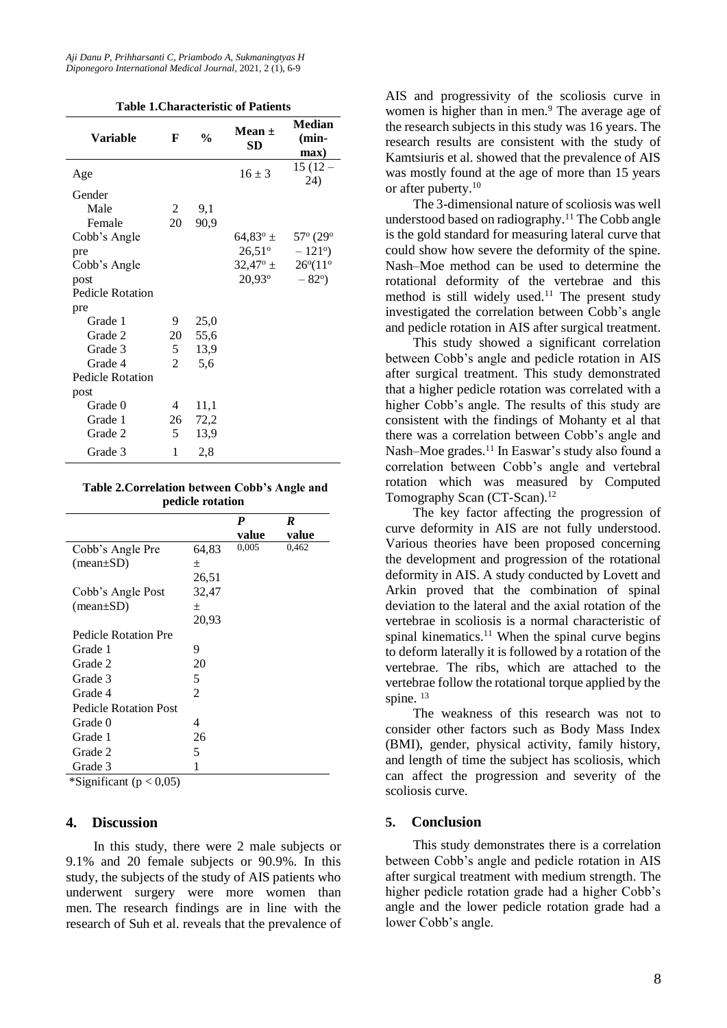**Table 1.Characteristic of Patients**

| Variable | F | % | Mean ± SD | Median (min-max) |
|---|---|---|---|---|
| Age | | | 16 ± 3 | 15 (12 – 24) |
| Gender | | | | |
| Male | 2 | 9,1 | | |
| Female | 20 | 90,9 | | |
| Cobb's Angle pre | | | 64,83° ± 26,51° | 57° (29° – 121°) |
| Cobb's Angle post | | | 32,47° ± 20,93° | 26°(11° – 82°) |
| Pedicle Rotation pre | | | | |
| Grade 1 | 9 | 25,0 | | |
| Grade 2 | 20 | 55,6 | | |
| Grade 3 | 5 | 13,9 | | |
| Grade 4 | 2 | 5,6 | | |
| Pedicle Rotation post | | | | |
| Grade 0 | 4 | 11,1 | | |
| Grade 1 | 26 | 72,2 | | |
| Grade 2 | 5 | 13,9 | | |
| Grade 3 | 1 | 2,8 | | |

**Table 2.Correlation between Cobb's Angle and pedicle rotation**

| | | *P* value | *R* value |
|---|---|---|---|
| Cobb's Angle Pre (mean±SD) | 64,83 ± 26,51 | 0,005 | 0,462 |
| Cobb's Angle Post (mean±SD) | 32,47 ± 20,93 | | |
| Pedicle Rotation Pre | | | |
| Grade 1 | 9 | | |
| Grade 2 | 20 | | |
| Grade 3 | 5 | | |
| Grade 4 | 2 | | |
| Pedicle Rotation Post | | | |
| Grade 0 | 4 | | |
| Grade 1 | 26 | | |
| Grade 2 | 5 | | |
| Grade 3 | 1 | | |

*Significant ($p < 0{,}05$)

## 4. Discussion

In this study, there were 2 male subjects or 9.1% and 20 female subjects or 90.9%. In this study, the subjects of the study of AIS patients who underwent surgery were more women than men. The research findings are in line with the research of Suh et al. reveals that the prevalence of AIS and progressivity of the scoliosis curve in women is higher than in men.[9] The average age of the research subjects in this study was 16 years. The research results are consistent with the study of Kamtsiuris et al. showed that the prevalence of AIS was mostly found at the age of more than 15 years or after puberty.[10]

The 3-dimensional nature of scoliosis was well understood based on radiography.[11] The Cobb angle is the gold standard for measuring lateral curve that could show how severe the deformity of the spine. Nash–Moe method can be used to determine the rotational deformity of the vertebrae and this method is still widely used.[11] The present study investigated the correlation between Cobb's angle and pedicle rotation in AIS after surgical treatment.

This study showed a significant correlation between Cobb's angle and pedicle rotation in AIS after surgical treatment. This study demonstrated that a higher pedicle rotation was correlated with a higher Cobb's angle. The results of this study are consistent with the findings of Mohanty et al that there was a correlation between Cobb's angle and Nash–Moe grades.[11] In Easwar's study also found a correlation between Cobb's angle and vertebral rotation which was measured by Computed Tomography Scan (CT-Scan).[12]

The key factor affecting the progression of curve deformity in AIS are not fully understood. Various theories have been proposed concerning the development and progression of the rotational deformity in AIS. A study conducted by Lovett and Arkin proved that the combination of spinal deviation to the lateral and the axial rotation of the vertebrae in scoliosis is a normal characteristic of spinal kinematics.[11] When the spinal curve begins to deform laterally it is followed by a rotation of the vertebrae. The ribs, which are attached to the vertebrae follow the rotational torque applied by the spine.[13]

The weakness of this research was not to consider other factors such as Body Mass Index (BMI), gender, physical activity, family history, and length of time the subject has scoliosis, which can affect the progression and severity of the scoliosis curve.

## 5. Conclusion

This study demonstrates there is a correlation between Cobb's angle and pedicle rotation in AIS after surgical treatment with medium strength. The higher pedicle rotation grade had a higher Cobb's angle and the lower pedicle rotation grade had a lower Cobb's angle.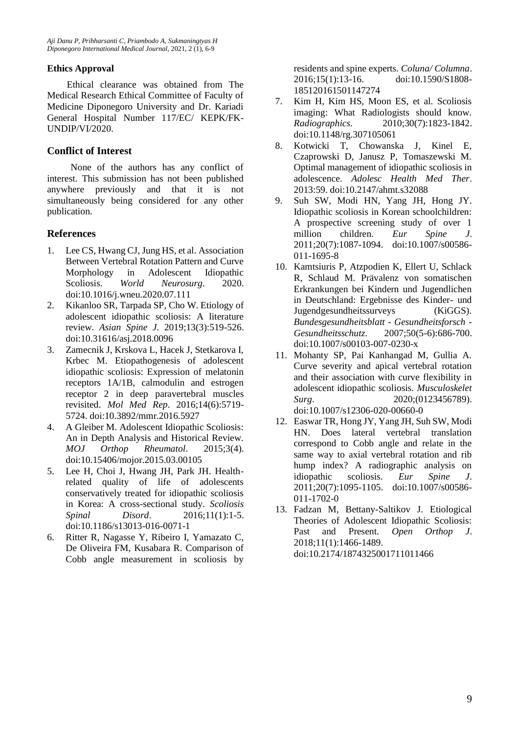## Ethics Approval

Ethical clearance was obtained from The Medical Research Ethical Committee of Faculty of Medicine Diponegoro University and Dr. Kariadi General Hospital Number 117/EC/ KEPK/FK-UNDIP/VI/2020.

## Conflict of Interest

None of the authors has any conflict of interest. This submission has not been published anywhere previously and that it is not simultaneously being considered for any other publication.

## References

1. Lee CS, Hwang CJ, Jung HS, et al. Association Between Vertebral Rotation Pattern and Curve Morphology in Adolescent Idiopathic Scoliosis. *World Neurosurg*. 2020. doi:10.1016/j.wneu.2020.07.111
2. Kikanloo SR, Tarpada SP, Cho W. Etiology of adolescent idiopathic scoliosis: A literature review. *Asian Spine J*. 2019;13(3):519-526. doi:10.31616/asj.2018.0096
3. Zamecnik J, Krskova L, Hacek J, Stetkarova I, Krbec M. Etiopathogenesis of adolescent idiopathic scoliosis: Expression of melatonin receptors 1A/1B, calmodulin and estrogen receptor 2 in deep paravertebral muscles revisited. *Mol Med Rep*. 2016;14(6):5719-5724. doi:10.3892/mmr.2016.5927
4. A Gleiber M. Adolescent Idiopathic Scoliosis: An in Depth Analysis and Historical Review. *MOJ Orthop Rheumatol*. 2015;3(4). doi:10.15406/mojor.2015.03.00105
5. Lee H, Choi J, Hwang JH, Park JH. Health-related quality of life of adolescents conservatively treated for idiopathic scoliosis in Korea: A cross-sectional study. *Scoliosis Spinal Disord*. 2016;11(1):1-5. doi:10.1186/s13013-016-0071-1
6. Ritter R, Nagasse Y, Ribeiro I, Yamazato C, De Oliveira FM, Kusabara R. Comparison of Cobb angle measurement in scoliosis by residents and spine experts. *Coluna/ Columna*. 2016;15(1):13-16. doi:10.1590/S1808-185120161501147274
7. Kim H, Kim HS, Moon ES, et al. Scoliosis imaging: What Radiologists should know. *Radiographics*. 2010;30(7):1823-1842. doi:10.1148/rg.307105061
8. Kotwicki T, Chowanska J, Kinel E, Czaprowski D, Janusz P, Tomaszewski M. Optimal management of idiopathic scoliosis in adolescence. *Adolesc Health Med Ther*. 2013:59. doi:10.2147/ahmt.s32088
9. Suh SW, Modi HN, Yang JH, Hong JY. Idiopathic scoliosis in Korean schoolchildren: A prospective screening study of over 1 million children. *Eur Spine J*. 2011;20(7):1087-1094. doi:10.1007/s00586-011-1695-8
10. Kamtsiuris P, Atzpodien K, Ellert U, Schlack R, Schlaud M. Prävalenz von somatischen Erkrankungen bei Kindern und Jugendlichen in Deutschland: Ergebnisse des Kinder- und Jugendgesundheitssurveys (KiGGS). *Bundesgesundheitsblatt - Gesundheitsforsch - Gesundheitsschutz*. 2007;50(5-6):686-700. doi:10.1007/s00103-007-0230-x
11. Mohanty SP, Pai Kanhangad M, Gullia A. Curve severity and apical vertebral rotation and their association with curve flexibility in adolescent idiopathic scoliosis. *Musculoskelet Surg*. 2020;(0123456789). doi:10.1007/s12306-020-00660-0
12. Easwar TR, Hong JY, Yang JH, Suh SW, Modi HN. Does lateral vertebral translation correspond to Cobb angle and relate in the same way to axial vertebral rotation and rib hump index? A radiographic analysis on idiopathic scoliosis. *Eur Spine J*. 2011;20(7):1095-1105. doi:10.1007/s00586-011-1702-0
13. Fadzan M, Bettany-Saltikov J. Etiological Theories of Adolescent Idiopathic Scoliosis: Past and Present. *Open Orthop J*. 2018;11(1):1466-1489. doi:10.2174/1874325001711011466